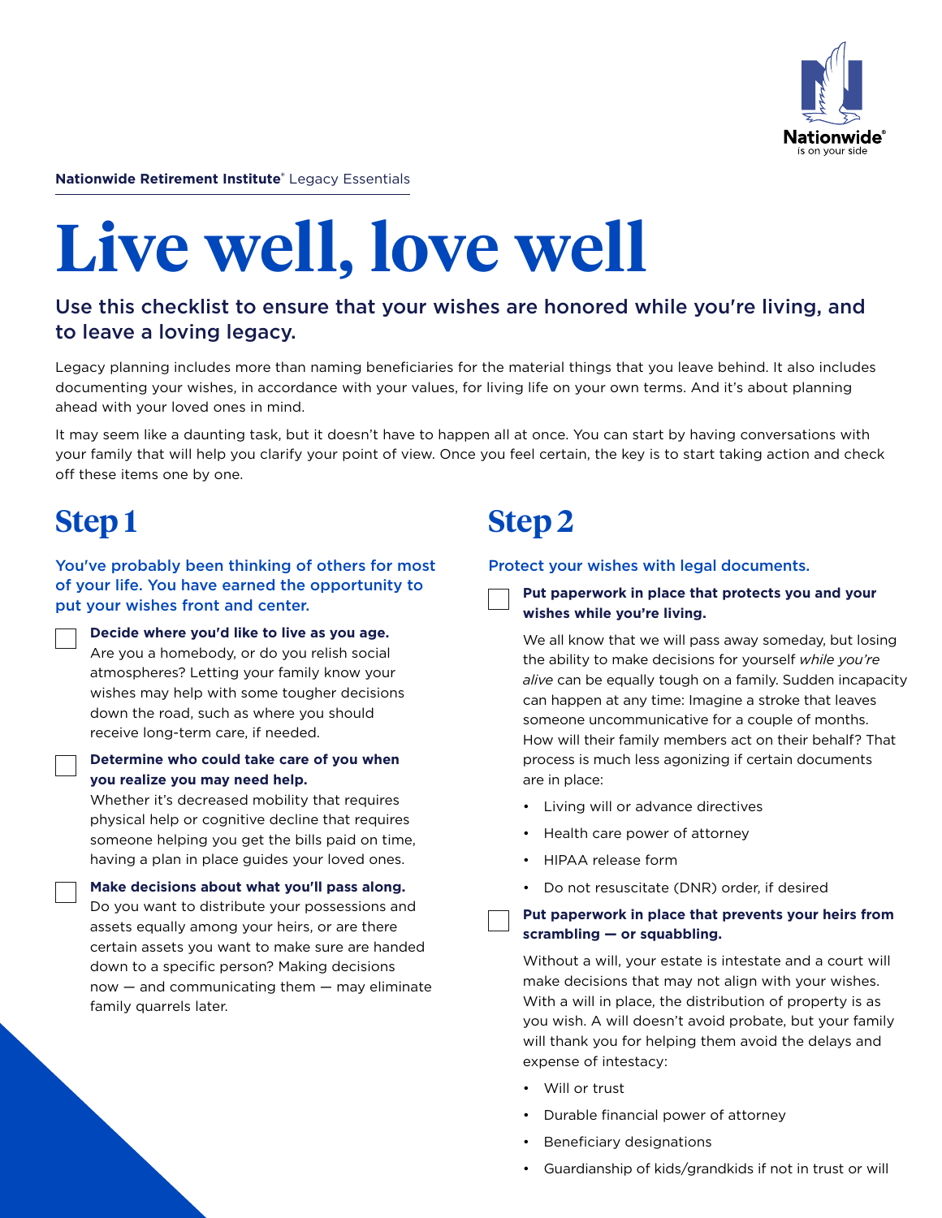**Nationwide Retirement Institute**® Legacy Essentials

# Live well, love well

## Use this checklist to ensure that your wishes are honored while you're living, and to leave a loving legacy.

Legacy planning includes more than naming beneficiaries for the material things that you leave behind. It also includes documenting your wishes, in accordance with your values, for living life on your own terms. And it's about planning ahead with your loved ones in mind.

It may seem like a daunting task, but it doesn't have to happen all at once. You can start by having conversations with your family that will help you clarify your point of view. Once you feel certain, the key is to start taking action and check off these items one by one.

## Step 1

### You've probably been thinking of others for most of your life. You have earned the opportunity to put your wishes front and center.

- [ ] **Decide where you'd like to live as you age.** Are you a homebody, or do you relish social atmospheres? Letting your family know your wishes may help with some tougher decisions down the road, such as where you should receive long-term care, if needed.

- [ ] **Determine who could take care of you when you realize you may need help.** Whether it's decreased mobility that requires physical help or cognitive decline that requires someone helping you get the bills paid on time, having a plan in place guides your loved ones.

- [ ] **Make decisions about what you'll pass along.** Do you want to distribute your possessions and assets equally among your heirs, or are there certain assets you want to make sure are handed down to a specific person? Making decisions now — and communicating them — may eliminate family quarrels later.

## Step 2

### Protect your wishes with legal documents.

- [ ] **Put paperwork in place that protects you and your wishes while you're living.**

  We all know that we will pass away someday, but losing the ability to make decisions for yourself *while you're alive* can be equally tough on a family. Sudden incapacity can happen at any time: Imagine a stroke that leaves someone uncommunicative for a couple of months. How will their family members act on their behalf? That process is much less agonizing if certain documents are in place:

  - Living will or advance directives
  - Health care power of attorney
  - HIPAA release form
  - Do not resuscitate (DNR) order, if desired

- [ ] **Put paperwork in place that prevents your heirs from scrambling — or squabbling.**

  Without a will, your estate is intestate and a court will make decisions that may not align with your wishes. With a will in place, the distribution of property is as you wish. A will doesn't avoid probate, but your family will thank you for helping them avoid the delays and expense of intestacy:

  - Will or trust
  - Durable financial power of attorney
  - Beneficiary designations
  - Guardianship of kids/grandkids if not in trust or will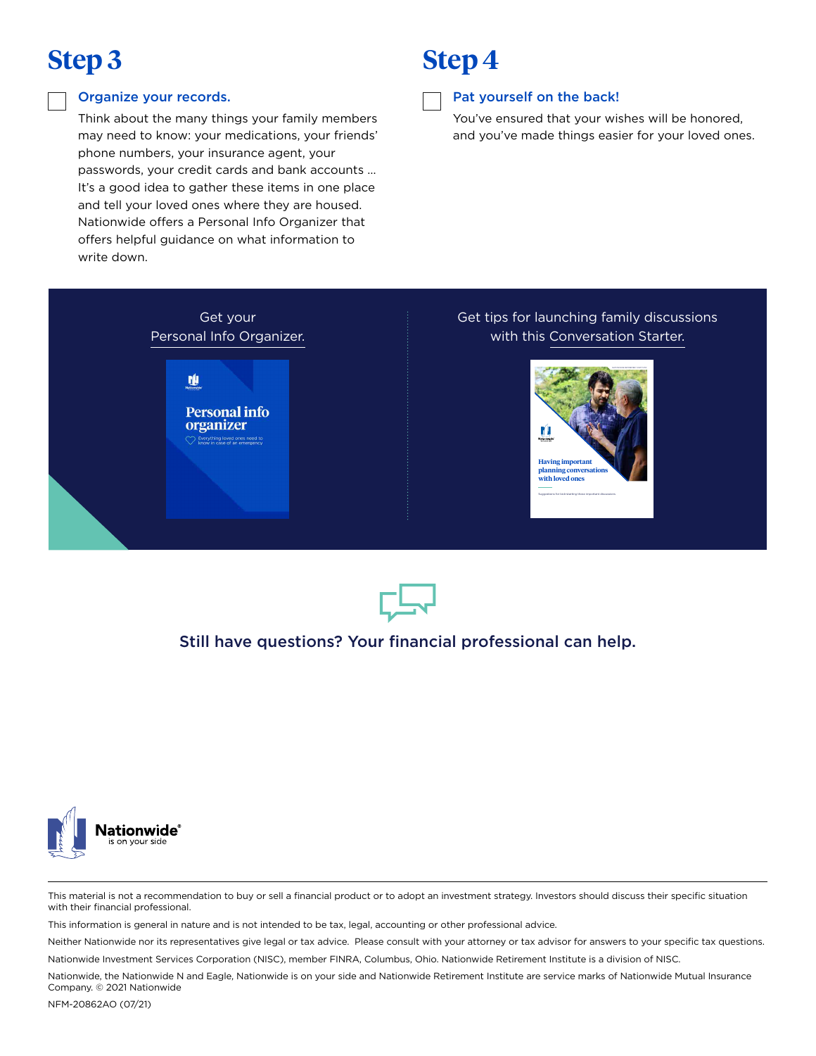## Step 3

☐ **Organize your records.**

Think about the many things your family members may need to know: your medications, your friends' phone numbers, your insurance agent, your passwords, your credit cards and bank accounts ... It's a good idea to gather these items in one place and tell your loved ones where they are housed. Nationwide offers a Personal Info Organizer that offers helpful guidance on what information to write down.

## Step 4

☐ **Pat yourself on the back!**

You've ensured that your wishes will be honored, and you've made things easier for your loved ones.

Get your Personal Info Organizer.

Get tips for launching family discussions with this Conversation Starter.

**Still have questions? Your financial professional can help.**

This material is not a recommendation to buy or sell a financial product or to adopt an investment strategy. Investors should discuss their specific situation with their financial professional.

This information is general in nature and is not intended to be tax, legal, accounting or other professional advice.

Neither Nationwide nor its representatives give legal or tax advice. Please consult with your attorney or tax advisor for answers to your specific tax questions.

Nationwide Investment Services Corporation (NISC), member FINRA, Columbus, Ohio. Nationwide Retirement Institute is a division of NISC.

Nationwide, the Nationwide N and Eagle, Nationwide is on your side and Nationwide Retirement Institute are service marks of Nationwide Mutual Insurance Company. © 2021 Nationwide

NFM-20862AO (07/21)